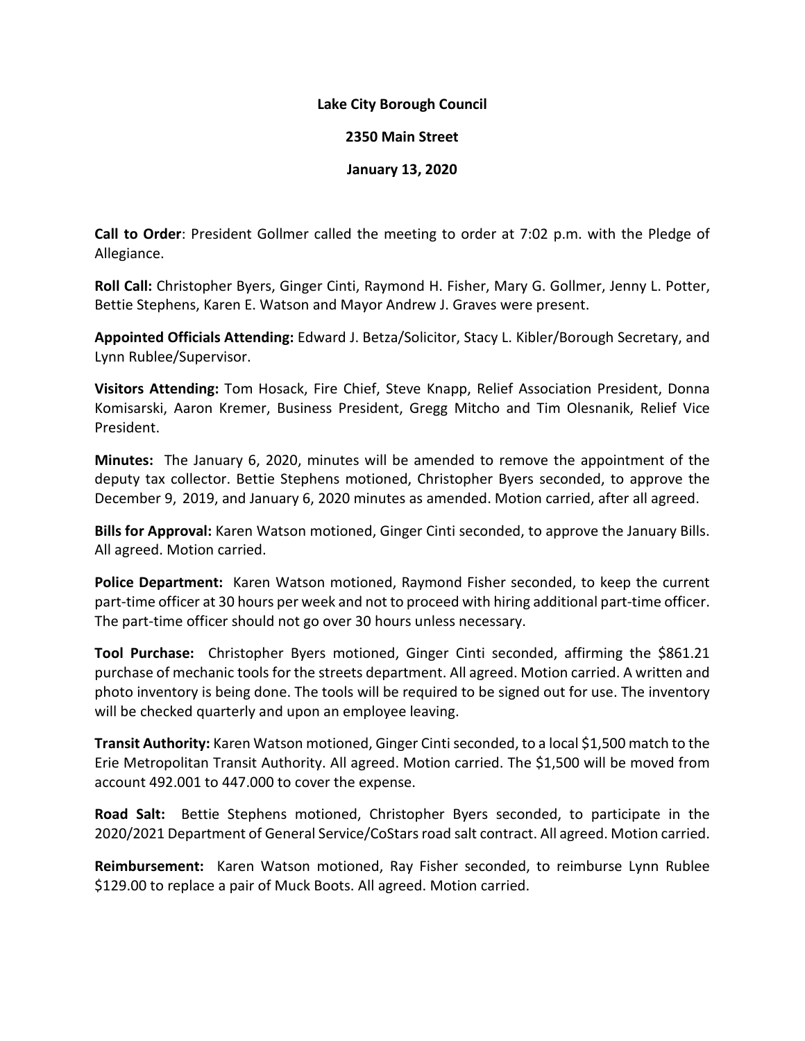**Lake City Borough Council**

**2350 Main Street**

**January 13, 2020**

**Call to Order**: President Gollmer called the meeting to order at 7:02 p.m. with the Pledge of Allegiance.

**Roll Call:** Christopher Byers, Ginger Cinti, Raymond H. Fisher, Mary G. Gollmer, Jenny L. Potter, Bettie Stephens, Karen E. Watson and Mayor Andrew J. Graves were present.

**Appointed Officials Attending:** Edward J. Betza/Solicitor, Stacy L. Kibler/Borough Secretary, and Lynn Rublee/Supervisor.

**Visitors Attending:** Tom Hosack, Fire Chief, Steve Knapp, Relief Association President, Donna Komisarski, Aaron Kremer, Business President, Gregg Mitcho and Tim Olesnanik, Relief Vice President.

**Minutes:** The January 6, 2020, minutes will be amended to remove the appointment of the deputy tax collector. Bettie Stephens motioned, Christopher Byers seconded, to approve the December 9, 2019, and January 6, 2020 minutes as amended. Motion carried, after all agreed.

**Bills for Approval:** Karen Watson motioned, Ginger Cinti seconded, to approve the January Bills. All agreed. Motion carried.

**Police Department:** Karen Watson motioned, Raymond Fisher seconded, to keep the current part-time officer at 30 hours per week and not to proceed with hiring additional part-time officer. The part-time officer should not go over 30 hours unless necessary.

**Tool Purchase:** Christopher Byers motioned, Ginger Cinti seconded, affirming the $861.21 purchase of mechanic tools for the streets department. All agreed. Motion carried. A written and photo inventory is being done. The tools will be required to be signed out for use. The inventory will be checked quarterly and upon an employee leaving.

**Transit Authority:** Karen Watson motioned, Ginger Cinti seconded, to a local $1,500 match to the Erie Metropolitan Transit Authority. All agreed. Motion carried. The $1,500 will be moved from account 492.001 to 447.000 to cover the expense.

**Road Salt:** Bettie Stephens motioned, Christopher Byers seconded, to participate in the 2020/2021 Department of General Service/CoStars road salt contract. All agreed. Motion carried.

**Reimbursement:** Karen Watson motioned, Ray Fisher seconded, to reimburse Lynn Rublee $129.00 to replace a pair of Muck Boots. All agreed. Motion carried.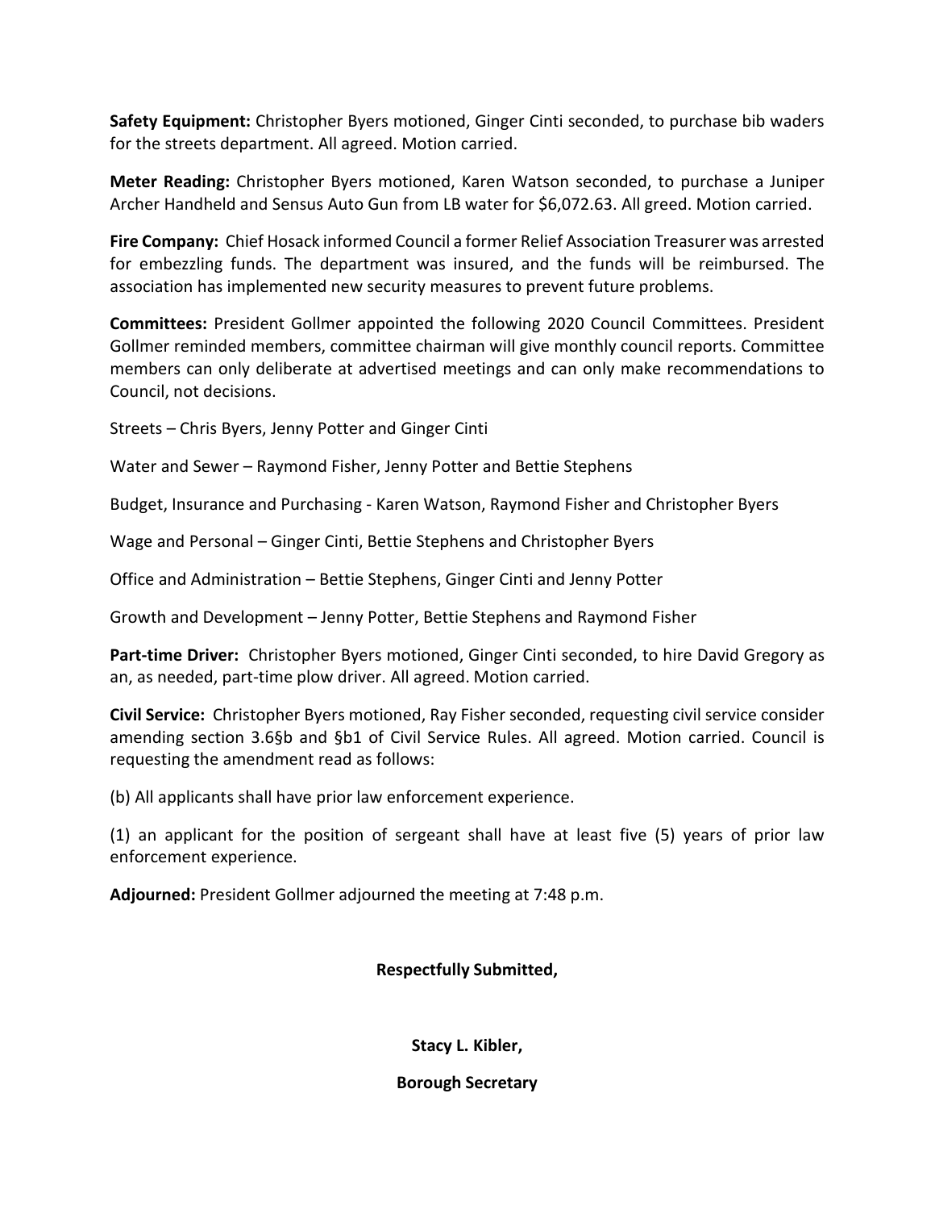**Safety Equipment:** Christopher Byers motioned, Ginger Cinti seconded, to purchase bib waders for the streets department. All agreed. Motion carried.

**Meter Reading:** Christopher Byers motioned, Karen Watson seconded, to purchase a Juniper Archer Handheld and Sensus Auto Gun from LB water for $6,072.63. All greed. Motion carried.

**Fire Company:** Chief Hosack informed Council a former Relief Association Treasurer was arrested for embezzling funds. The department was insured, and the funds will be reimbursed. The association has implemented new security measures to prevent future problems.

**Committees:** President Gollmer appointed the following 2020 Council Committees. President Gollmer reminded members, committee chairman will give monthly council reports. Committee members can only deliberate at advertised meetings and can only make recommendations to Council, not decisions.

Streets – Chris Byers, Jenny Potter and Ginger Cinti

Water and Sewer – Raymond Fisher, Jenny Potter and Bettie Stephens

Budget, Insurance and Purchasing - Karen Watson, Raymond Fisher and Christopher Byers

Wage and Personal – Ginger Cinti, Bettie Stephens and Christopher Byers

Office and Administration – Bettie Stephens, Ginger Cinti and Jenny Potter

Growth and Development – Jenny Potter, Bettie Stephens and Raymond Fisher

**Part-time Driver:** Christopher Byers motioned, Ginger Cinti seconded, to hire David Gregory as an, as needed, part-time plow driver. All agreed. Motion carried.

**Civil Service:** Christopher Byers motioned, Ray Fisher seconded, requesting civil service consider amending section 3.6§b and §b1 of Civil Service Rules. All agreed. Motion carried. Council is requesting the amendment read as follows:

(b) All applicants shall have prior law enforcement experience.

(1) an applicant for the position of sergeant shall have at least five (5) years of prior law enforcement experience.

**Adjourned:** President Gollmer adjourned the meeting at 7:48 p.m.

**Respectfully Submitted,**

**Stacy L. Kibler,**

**Borough Secretary**